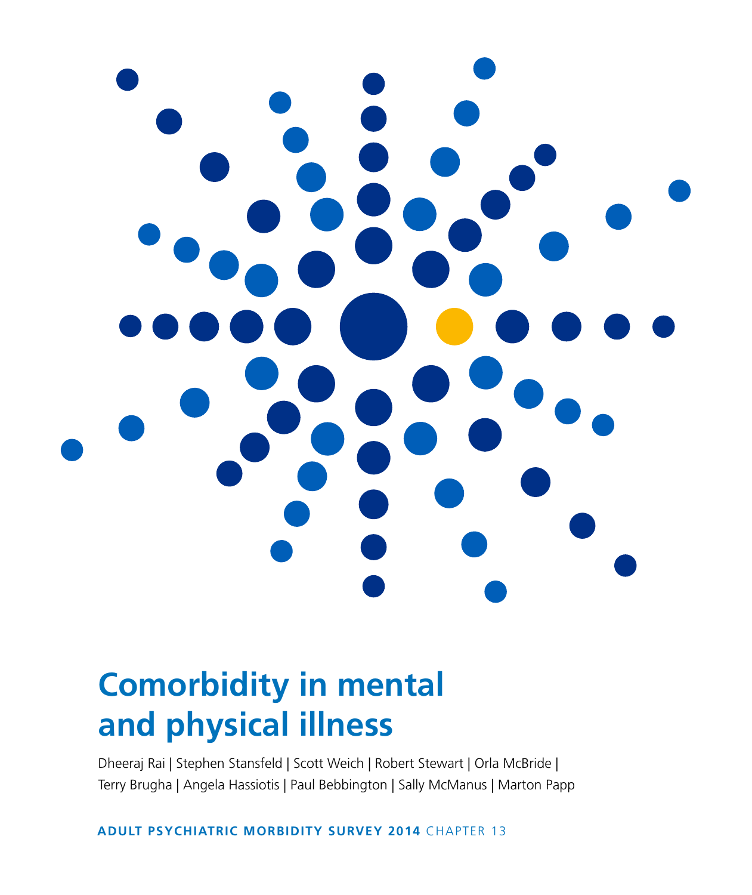# Comorbidity in mental and physical illness

Dheeraj Rai | Stephen Stansfeld | Scott Weich | Robert Stewart | Orla McBride | Terry Brugha | Angela Hassiotis | Paul Bebbington | Sally McManus | Marton Papp

**ADULT PSYCHIATRIC MORBIDITY SURVEY 2014** CHAPTER 13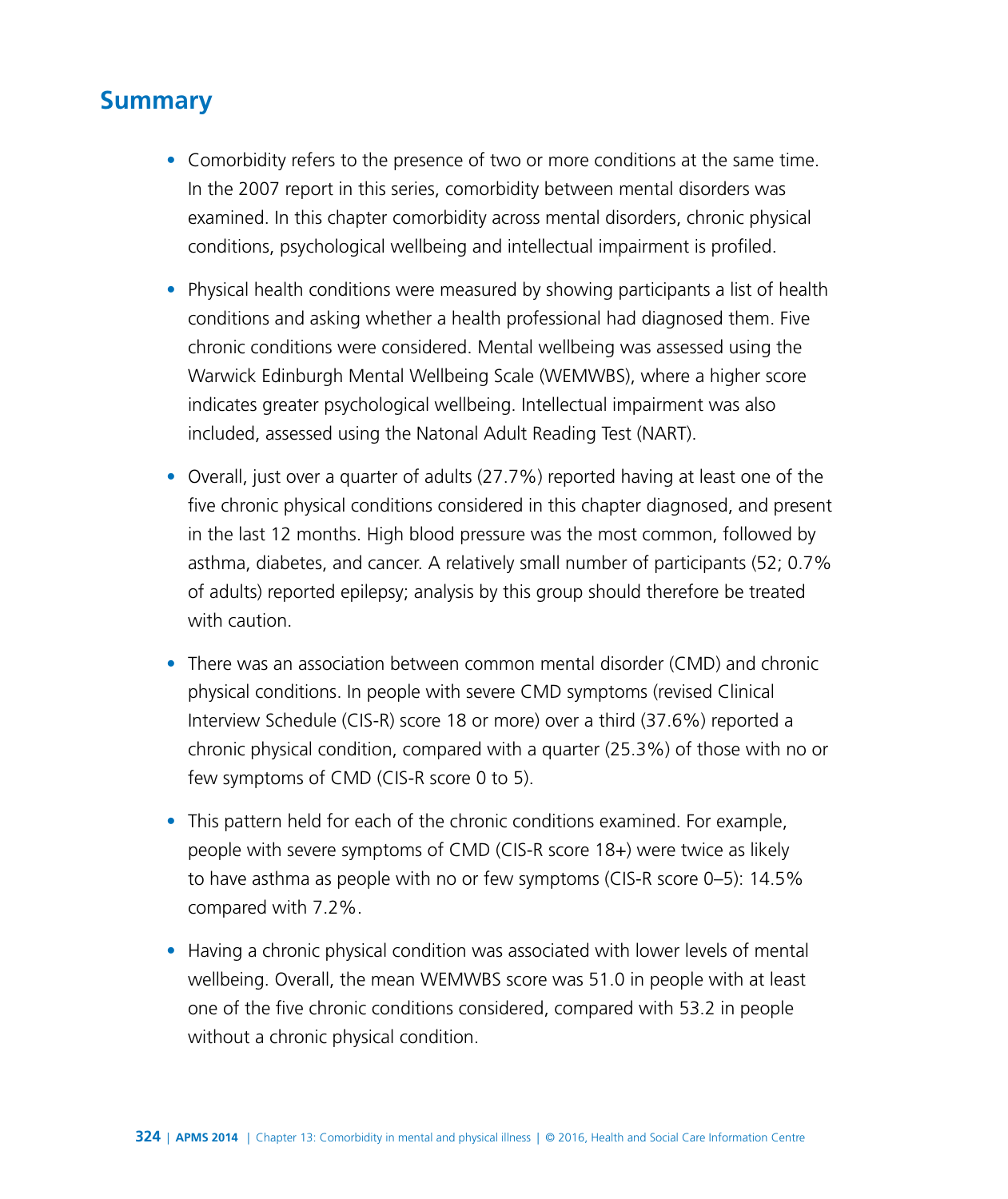## Summary

- Comorbidity refers to the presence of two or more conditions at the same time. In the 2007 report in this series, comorbidity between mental disorders was examined. In this chapter comorbidity across mental disorders, chronic physical conditions, psychological wellbeing and intellectual impairment is profiled.

- Physical health conditions were measured by showing participants a list of health conditions and asking whether a health professional had diagnosed them. Five chronic conditions were considered. Mental wellbeing was assessed using the Warwick Edinburgh Mental Wellbeing Scale (WEMWBS), where a higher score indicates greater psychological wellbeing. Intellectual impairment was also included, assessed using the Natonal Adult Reading Test (NART).

- Overall, just over a quarter of adults (27.7%) reported having at least one of the five chronic physical conditions considered in this chapter diagnosed, and present in the last 12 months. High blood pressure was the most common, followed by asthma, diabetes, and cancer. A relatively small number of participants (52; 0.7% of adults) reported epilepsy; analysis by this group should therefore be treated with caution.

- There was an association between common mental disorder (CMD) and chronic physical conditions. In people with severe CMD symptoms (revised Clinical Interview Schedule (CIS-R) score 18 or more) over a third (37.6%) reported a chronic physical condition, compared with a quarter (25.3%) of those with no or few symptoms of CMD (CIS-R score 0 to 5).

- This pattern held for each of the chronic conditions examined. For example, people with severe symptoms of CMD (CIS-R score 18+) were twice as likely to have asthma as people with no or few symptoms (CIS-R score 0–5): 14.5% compared with 7.2%.

- Having a chronic physical condition was associated with lower levels of mental wellbeing. Overall, the mean WEMWBS score was 51.0 in people with at least one of the five chronic conditions considered, compared with 53.2 in people without a chronic physical condition.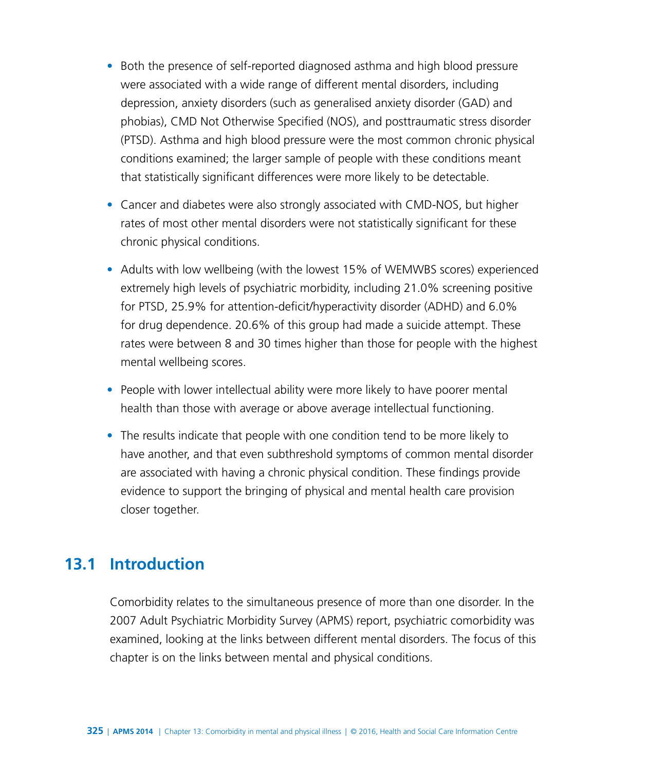- Both the presence of self-reported diagnosed asthma and high blood pressure were associated with a wide range of different mental disorders, including depression, anxiety disorders (such as generalised anxiety disorder (GAD) and phobias), CMD Not Otherwise Specified (NOS), and posttraumatic stress disorder (PTSD). Asthma and high blood pressure were the most common chronic physical conditions examined; the larger sample of people with these conditions meant that statistically significant differences were more likely to be detectable.

- Cancer and diabetes were also strongly associated with CMD-NOS, but higher rates of most other mental disorders were not statistically significant for these chronic physical conditions.

- Adults with low wellbeing (with the lowest 15% of WEMWBS scores) experienced extremely high levels of psychiatric morbidity, including 21.0% screening positive for PTSD, 25.9% for attention-deficit/hyperactivity disorder (ADHD) and 6.0% for drug dependence. 20.6% of this group had made a suicide attempt. These rates were between 8 and 30 times higher than those for people with the highest mental wellbeing scores.

- People with lower intellectual ability were more likely to have poorer mental health than those with average or above average intellectual functioning.

- The results indicate that people with one condition tend to be more likely to have another, and that even subthreshold symptoms of common mental disorder are associated with having a chronic physical condition. These findings provide evidence to support the bringing of physical and mental health care provision closer together.

## 13.1 Introduction

Comorbidity relates to the simultaneous presence of more than one disorder. In the 2007 Adult Psychiatric Morbidity Survey (APMS) report, psychiatric comorbidity was examined, looking at the links between different mental disorders. The focus of this chapter is on the links between mental and physical conditions.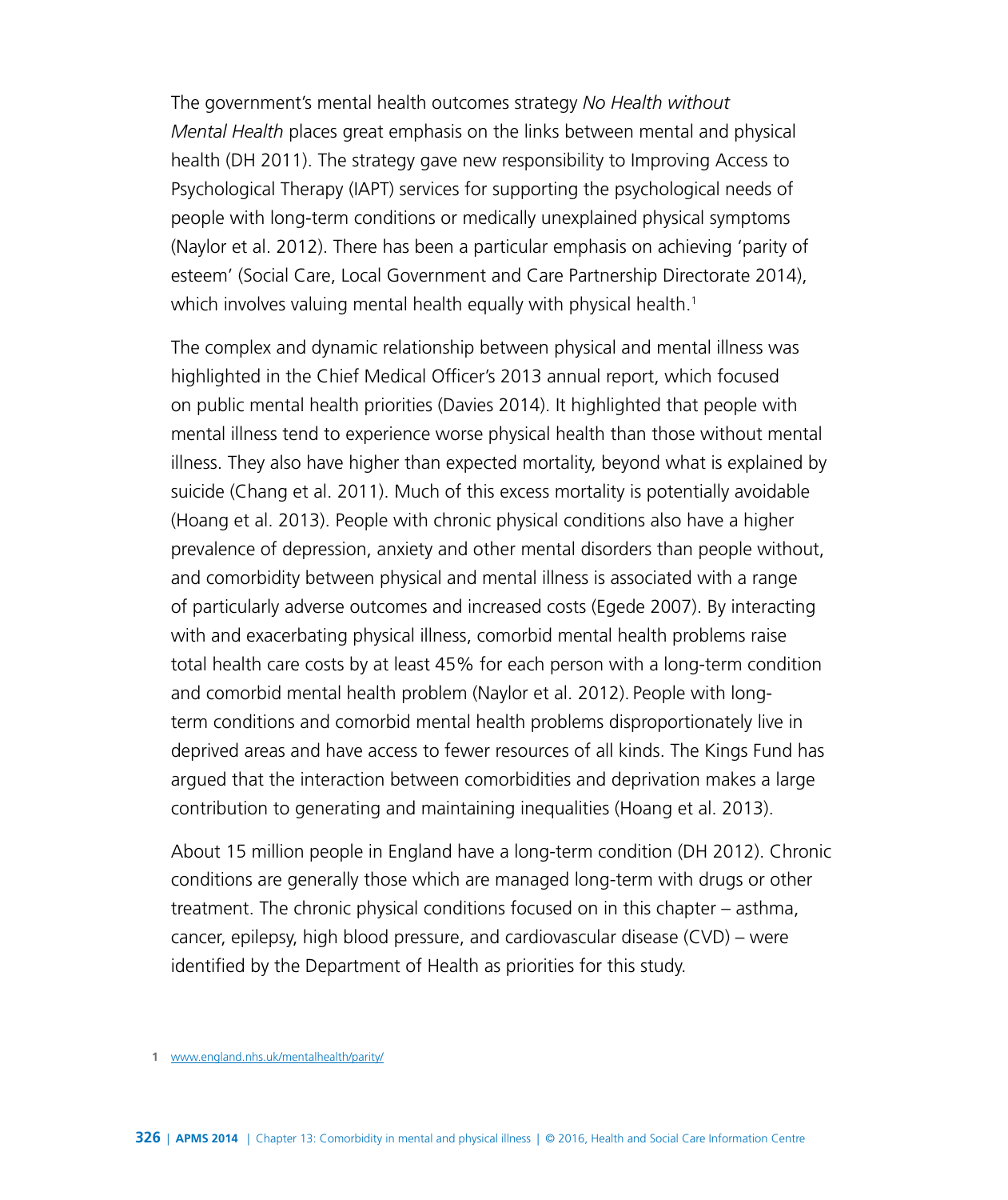The government's mental health outcomes strategy *No Health without Mental Health* places great emphasis on the links between mental and physical health (DH 2011). The strategy gave new responsibility to Improving Access to Psychological Therapy (IAPT) services for supporting the psychological needs of people with long-term conditions or medically unexplained physical symptoms (Naylor et al. 2012). There has been a particular emphasis on achieving 'parity of esteem' (Social Care, Local Government and Care Partnership Directorate 2014), which involves valuing mental health equally with physical health.[1]

The complex and dynamic relationship between physical and mental illness was highlighted in the Chief Medical Officer's 2013 annual report, which focused on public mental health priorities (Davies 2014). It highlighted that people with mental illness tend to experience worse physical health than those without mental illness. They also have higher than expected mortality, beyond what is explained by suicide (Chang et al. 2011). Much of this excess mortality is potentially avoidable (Hoang et al. 2013). People with chronic physical conditions also have a higher prevalence of depression, anxiety and other mental disorders than people without, and comorbidity between physical and mental illness is associated with a range of particularly adverse outcomes and increased costs (Egede 2007). By interacting with and exacerbating physical illness, comorbid mental health problems raise total health care costs by at least 45% for each person with a long-term condition and comorbid mental health problem (Naylor et al. 2012). People with long-term conditions and comorbid mental health problems disproportionately live in deprived areas and have access to fewer resources of all kinds. The Kings Fund has argued that the interaction between comorbidities and deprivation makes a large contribution to generating and maintaining inequalities (Hoang et al. 2013).

About 15 million people in England have a long-term condition (DH 2012). Chronic conditions are generally those which are managed long-term with drugs or other treatment. The chronic physical conditions focused on in this chapter – asthma, cancer, epilepsy, high blood pressure, and cardiovascular disease (CVD) – were identified by the Department of Health as priorities for this study.

1 www.england.nhs.uk/mentalhealth/parity/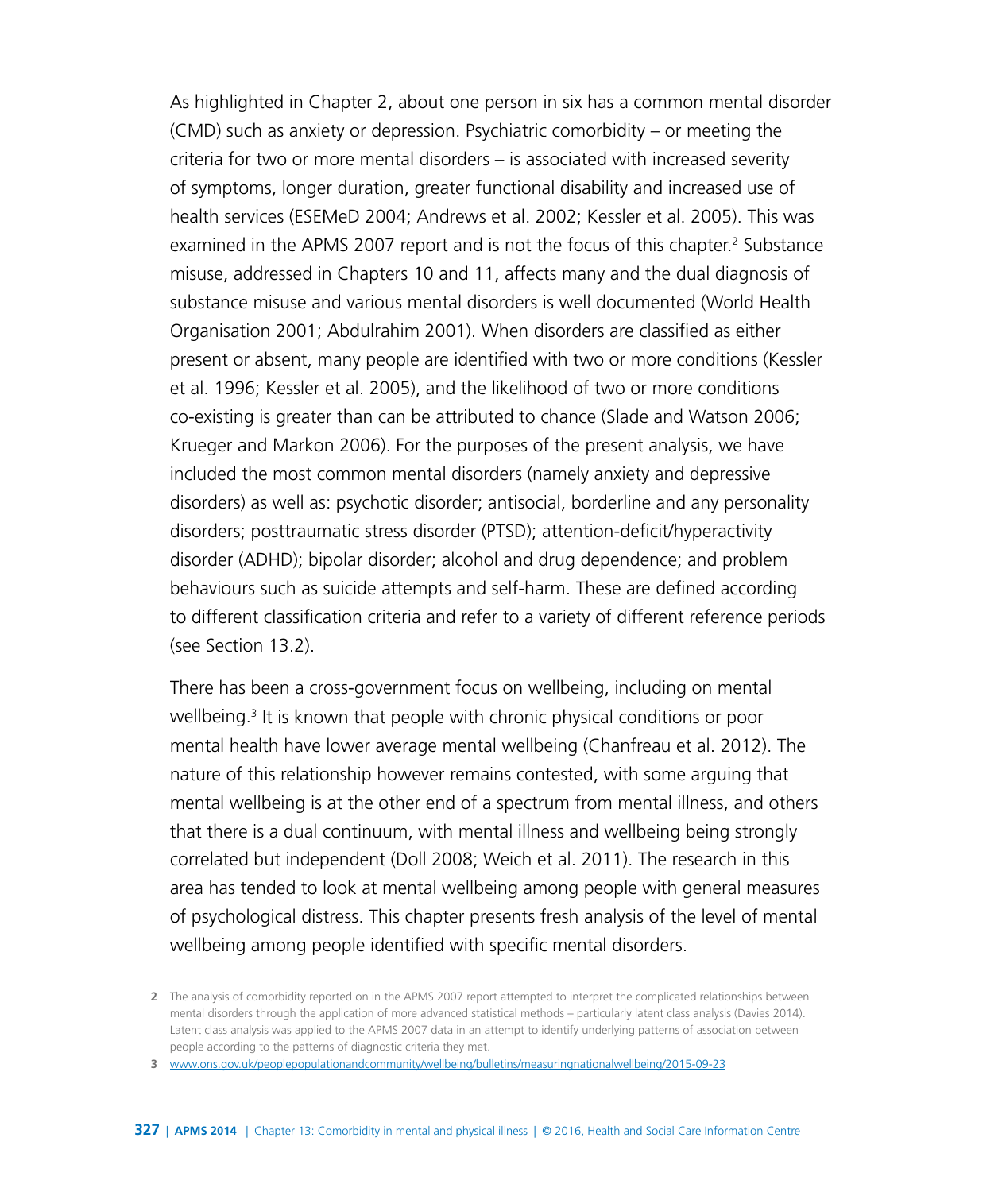As highlighted in Chapter 2, about one person in six has a common mental disorder (CMD) such as anxiety or depression. Psychiatric comorbidity – or meeting the criteria for two or more mental disorders – is associated with increased severity of symptoms, longer duration, greater functional disability and increased use of health services (ESEMeD 2004; Andrews et al. 2002; Kessler et al. 2005). This was examined in the APMS 2007 report and is not the focus of this chapter.[2] Substance misuse, addressed in Chapters 10 and 11, affects many and the dual diagnosis of substance misuse and various mental disorders is well documented (World Health Organisation 2001; Abdulrahim 2001). When disorders are classified as either present or absent, many people are identified with two or more conditions (Kessler et al. 1996; Kessler et al. 2005), and the likelihood of two or more conditions co-existing is greater than can be attributed to chance (Slade and Watson 2006; Krueger and Markon 2006). For the purposes of the present analysis, we have included the most common mental disorders (namely anxiety and depressive disorders) as well as: psychotic disorder; antisocial, borderline and any personality disorders; posttraumatic stress disorder (PTSD); attention-deficit/hyperactivity disorder (ADHD); bipolar disorder; alcohol and drug dependence; and problem behaviours such as suicide attempts and self-harm. These are defined according to different classification criteria and refer to a variety of different reference periods (see Section 13.2).

There has been a cross-government focus on wellbeing, including on mental wellbeing.[3] It is known that people with chronic physical conditions or poor mental health have lower average mental wellbeing (Chanfreau et al. 2012). The nature of this relationship however remains contested, with some arguing that mental wellbeing is at the other end of a spectrum from mental illness, and others that there is a dual continuum, with mental illness and wellbeing being strongly correlated but independent (Doll 2008; Weich et al. 2011). The research in this area has tended to look at mental wellbeing among people with general measures of psychological distress. This chapter presents fresh analysis of the level of mental wellbeing among people identified with specific mental disorders.

2 The analysis of comorbidity reported on in the APMS 2007 report attempted to interpret the complicated relationships between mental disorders through the application of more advanced statistical methods – particularly latent class analysis (Davies 2014). Latent class analysis was applied to the APMS 2007 data in an attempt to identify underlying patterns of association between people according to the patterns of diagnostic criteria they met.

3 www.ons.gov.uk/peoplepopulationandcommunity/wellbeing/bulletins/measuringnationalwellbeing/2015-09-23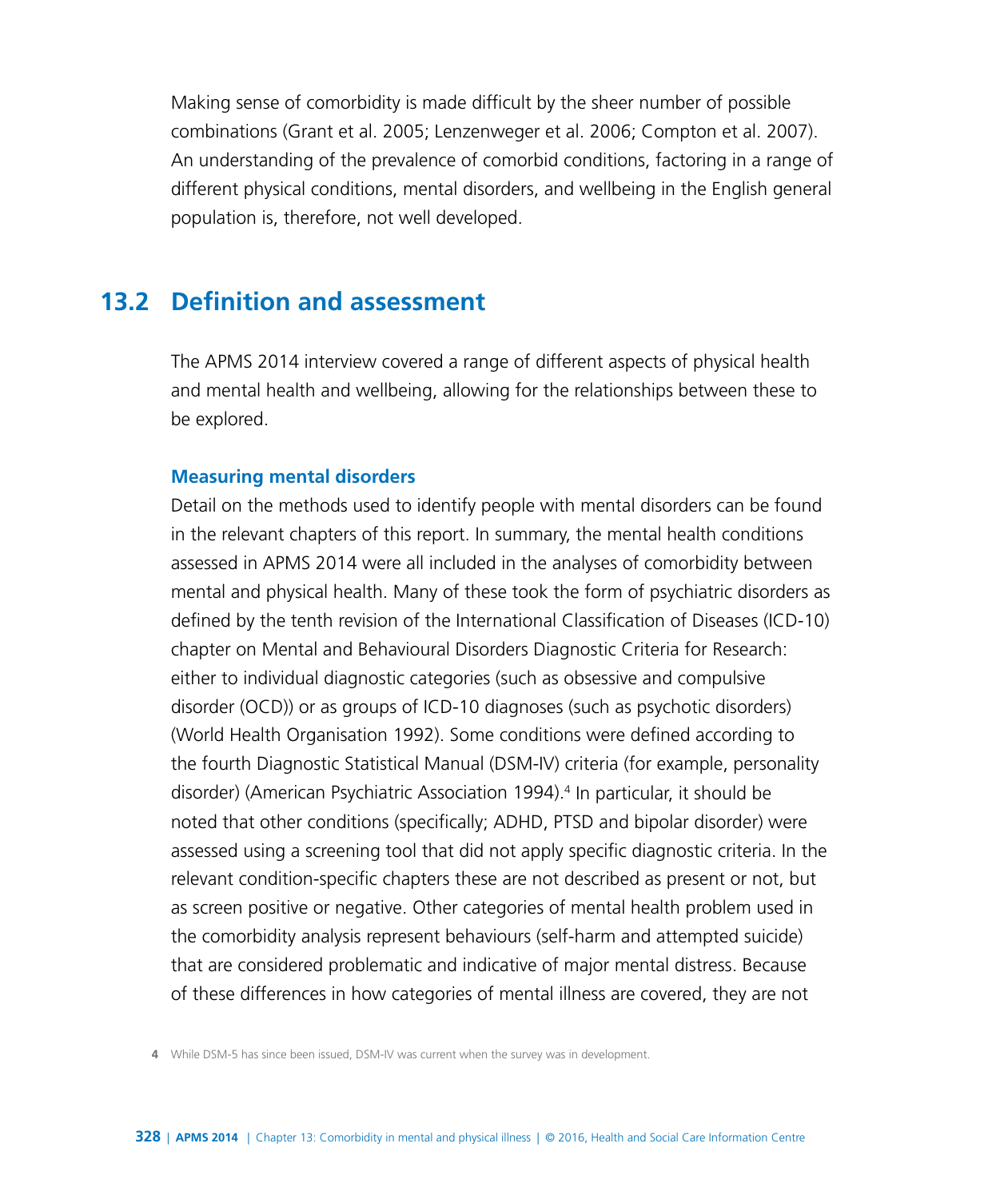Making sense of comorbidity is made difficult by the sheer number of possible combinations (Grant et al. 2005; Lenzenweger et al. 2006; Compton et al. 2007). An understanding of the prevalence of comorbid conditions, factoring in a range of different physical conditions, mental disorders, and wellbeing in the English general population is, therefore, not well developed.

## 13.2 Definition and assessment

The APMS 2014 interview covered a range of different aspects of physical health and mental health and wellbeing, allowing for the relationships between these to be explored.

### Measuring mental disorders

Detail on the methods used to identify people with mental disorders can be found in the relevant chapters of this report. In summary, the mental health conditions assessed in APMS 2014 were all included in the analyses of comorbidity between mental and physical health. Many of these took the form of psychiatric disorders as defined by the tenth revision of the International Classification of Diseases (ICD-10) chapter on Mental and Behavioural Disorders Diagnostic Criteria for Research: either to individual diagnostic categories (such as obsessive and compulsive disorder (OCD)) or as groups of ICD-10 diagnoses (such as psychotic disorders) (World Health Organisation 1992). Some conditions were defined according to the fourth Diagnostic Statistical Manual (DSM-IV) criteria (for example, personality disorder) (American Psychiatric Association 1994).[4] In particular, it should be noted that other conditions (specifically; ADHD, PTSD and bipolar disorder) were assessed using a screening tool that did not apply specific diagnostic criteria. In the relevant condition-specific chapters these are not described as present or not, but as screen positive or negative. Other categories of mental health problem used in the comorbidity analysis represent behaviours (self-harm and attempted suicide) that are considered problematic and indicative of major mental distress. Because of these differences in how categories of mental illness are covered, they are not

4 While DSM-5 has since been issued, DSM-IV was current when the survey was in development.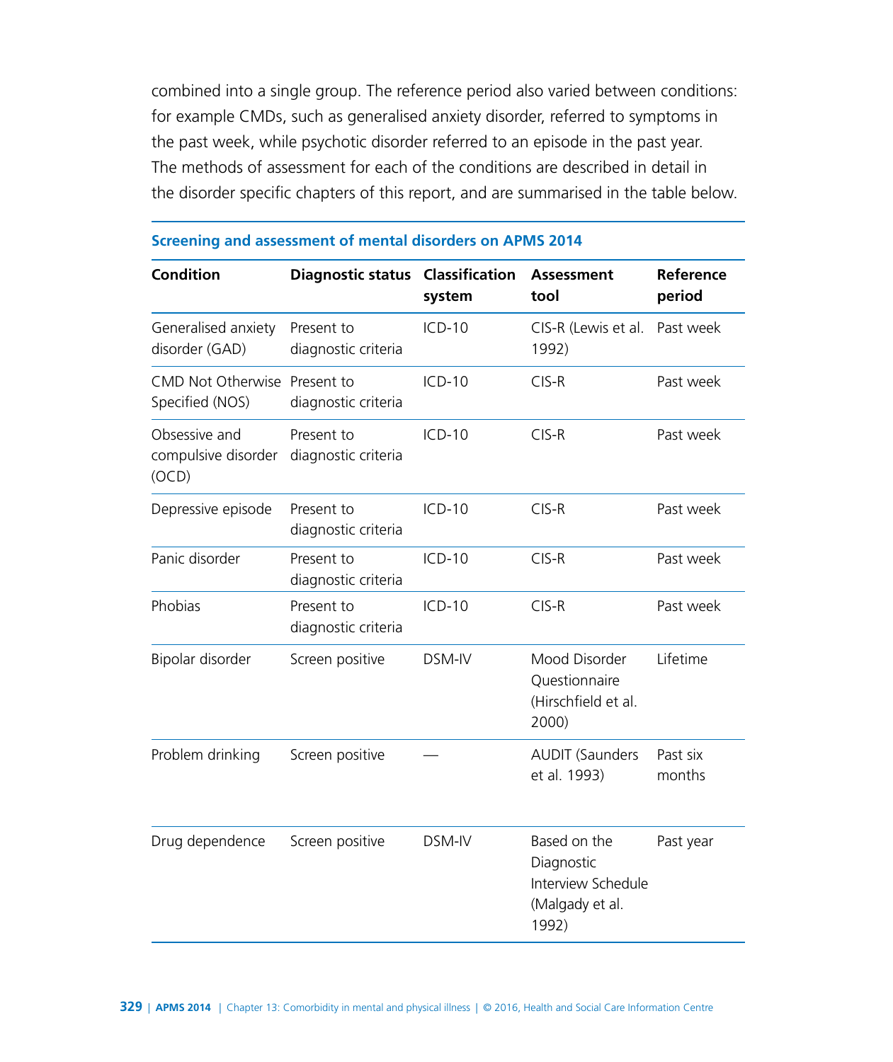combined into a single group. The reference period also varied between conditions: for example CMDs, such as generalised anxiety disorder, referred to symptoms in the past week, while psychotic disorder referred to an episode in the past year. The methods of assessment for each of the conditions are described in detail in the disorder specific chapters of this report, and are summarised in the table below.

**Screening and assessment of mental disorders on APMS 2014**

| Condition | Diagnostic status | Classification system | Assessment tool | Reference period |
|---|---|---|---|---|
| Generalised anxiety disorder (GAD) | Present to diagnostic criteria | ICD-10 | CIS-R (Lewis et al. 1992) | Past week |
| CMD Not Otherwise Specified (NOS) | Present to diagnostic criteria | ICD-10 | CIS-R | Past week |
| Obsessive and compulsive disorder (OCD) | Present to diagnostic criteria | ICD-10 | CIS-R | Past week |
| Depressive episode | Present to diagnostic criteria | ICD-10 | CIS-R | Past week |
| Panic disorder | Present to diagnostic criteria | ICD-10 | CIS-R | Past week |
| Phobias | Present to diagnostic criteria | ICD-10 | CIS-R | Past week |
| Bipolar disorder | Screen positive | DSM-IV | Mood Disorder Questionnaire (Hirschfield et al. 2000) | Lifetime |
| Problem drinking | Screen positive | — | AUDIT (Saunders et al. 1993) | Past six months |
| Drug dependence | Screen positive | DSM-IV | Based on the Diagnostic Interview Schedule (Malgady et al. 1992) | Past year |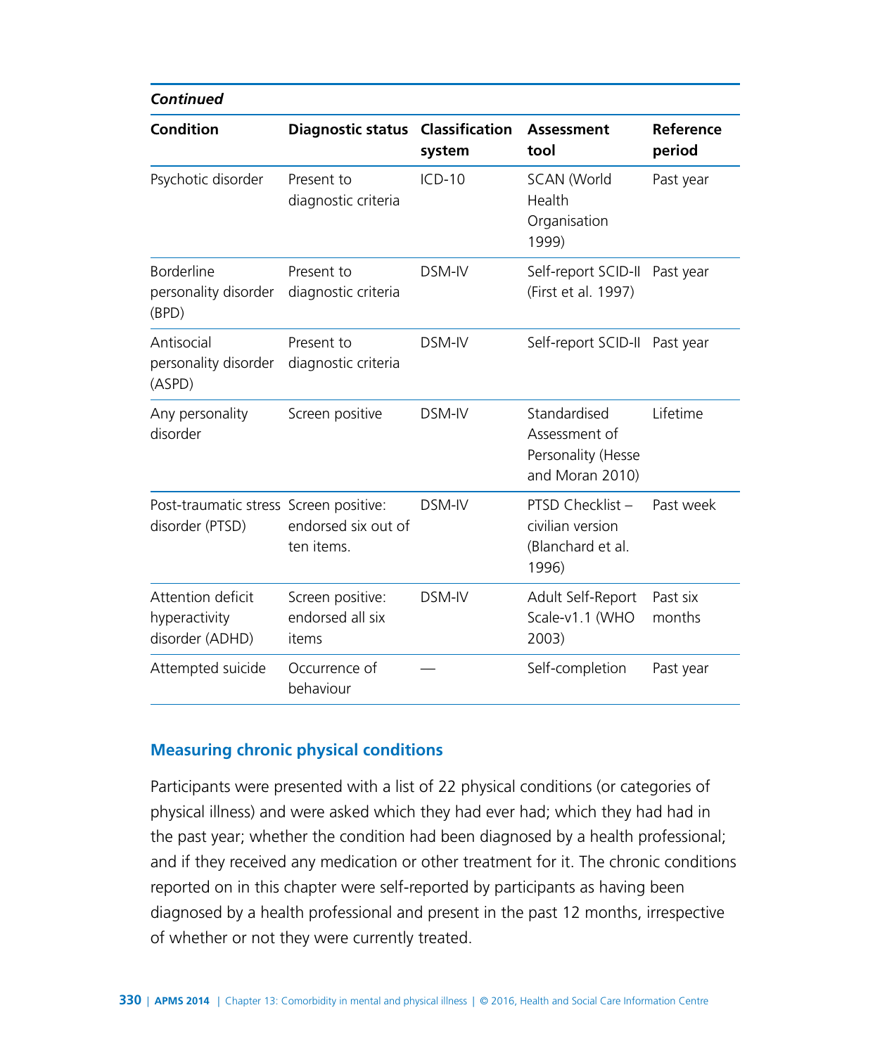*Continued*

| Condition | Diagnostic status | Classification system | Assessment tool | Reference period |
|---|---|---|---|---|
| Psychotic disorder | Present to diagnostic criteria | ICD-10 | SCAN (World Health Organisation 1999) | Past year |
| Borderline personality disorder (BPD) | Present to diagnostic criteria | DSM-IV | Self-report SCID-II (First et al. 1997) | Past year |
| Antisocial personality disorder (ASPD) | Present to diagnostic criteria | DSM-IV | Self-report SCID-II | Past year |
| Any personality disorder | Screen positive | DSM-IV | Standardised Assessment of Personality (Hesse and Moran 2010) | Lifetime |
| Post-traumatic stress disorder (PTSD) | Screen positive: endorsed six out of ten items. | DSM-IV | PTSD Checklist – civilian version (Blanchard et al. 1996) | Past week |
| Attention deficit hyperactivity disorder (ADHD) | Screen positive: endorsed all six items | DSM-IV | Adult Self-Report Scale-v1.1 (WHO 2003) | Past six months |
| Attempted suicide | Occurrence of behaviour | — | Self-completion | Past year |

## Measuring chronic physical conditions

Participants were presented with a list of 22 physical conditions (or categories of physical illness) and were asked which they had ever had; which they had had in the past year; whether the condition had been diagnosed by a health professional; and if they received any medication or other treatment for it. The chronic conditions reported on in this chapter were self-reported by participants as having been diagnosed by a health professional and present in the past 12 months, irrespective of whether or not they were currently treated.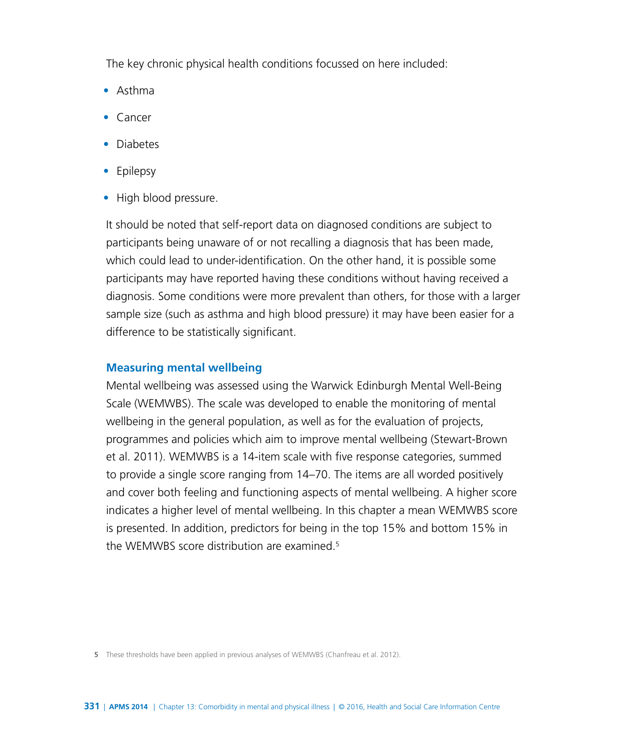The key chronic physical health conditions focussed on here included:

- Asthma
- Cancer
- Diabetes
- Epilepsy
- High blood pressure.

It should be noted that self-report data on diagnosed conditions are subject to participants being unaware of or not recalling a diagnosis that has been made, which could lead to under-identification. On the other hand, it is possible some participants may have reported having these conditions without having received a diagnosis. Some conditions were more prevalent than others, for those with a larger sample size (such as asthma and high blood pressure) it may have been easier for a difference to be statistically significant.

### Measuring mental wellbeing

Mental wellbeing was assessed using the Warwick Edinburgh Mental Well-Being Scale (WEMWBS). The scale was developed to enable the monitoring of mental wellbeing in the general population, as well as for the evaluation of projects, programmes and policies which aim to improve mental wellbeing (Stewart-Brown et al. 2011). WEMWBS is a 14-item scale with five response categories, summed to provide a single score ranging from 14–70. The items are all worded positively and cover both feeling and functioning aspects of mental wellbeing. A higher score indicates a higher level of mental wellbeing. In this chapter a mean WEMWBS score is presented. In addition, predictors for being in the top 15% and bottom 15% in the WEMWBS score distribution are examined.[5]

[5] These thresholds have been applied in previous analyses of WEMWBS (Chanfreau et al. 2012).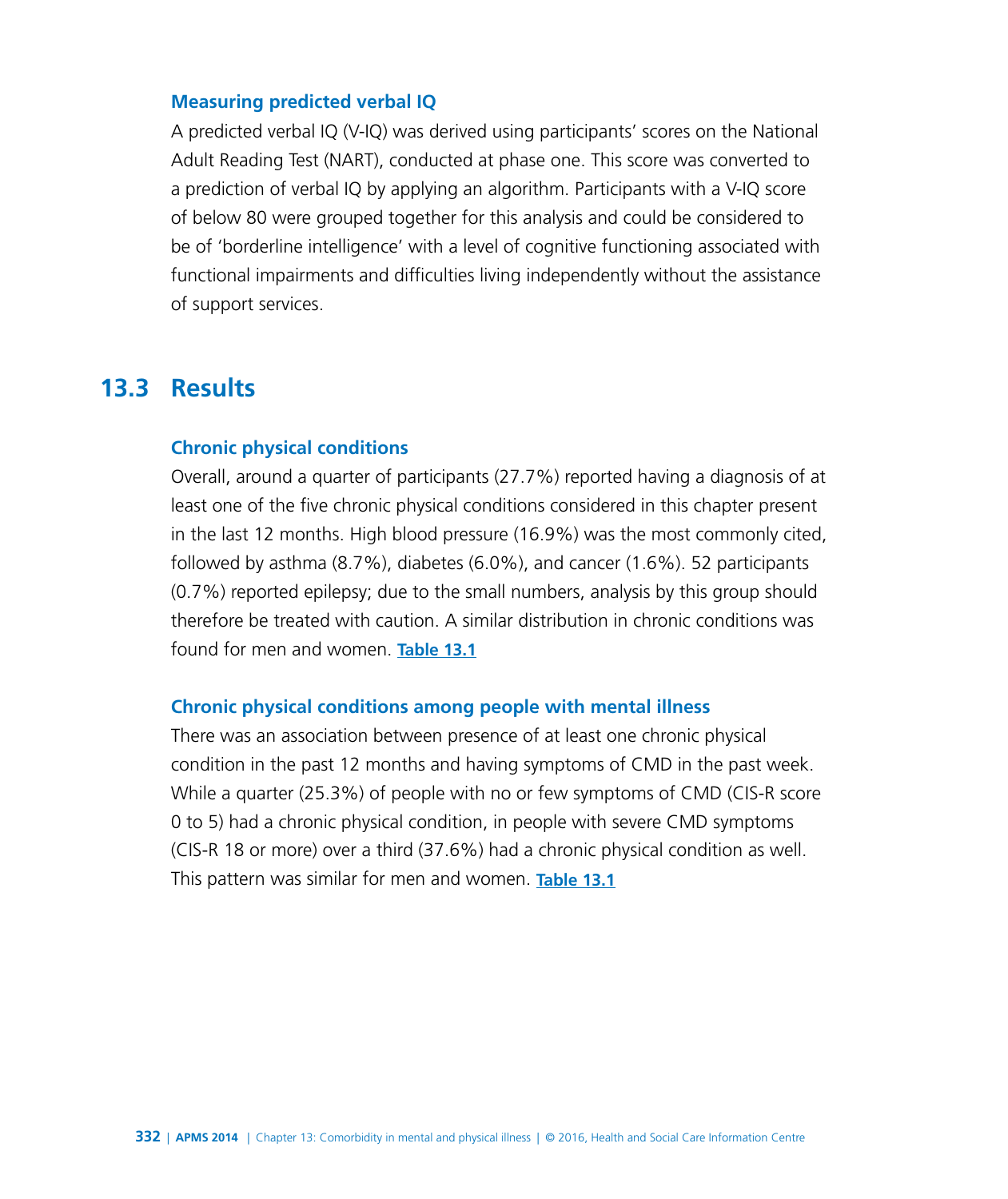### Measuring predicted verbal IQ

A predicted verbal IQ (V-IQ) was derived using participants' scores on the National Adult Reading Test (NART), conducted at phase one. This score was converted to a prediction of verbal IQ by applying an algorithm. Participants with a V-IQ score of below 80 were grouped together for this analysis and could be considered to be of 'borderline intelligence' with a level of cognitive functioning associated with functional impairments and difficulties living independently without the assistance of support services.

## 13.3 Results

### Chronic physical conditions

Overall, around a quarter of participants (27.7%) reported having a diagnosis of at least one of the five chronic physical conditions considered in this chapter present in the last 12 months. High blood pressure (16.9%) was the most commonly cited, followed by asthma (8.7%), diabetes (6.0%), and cancer (1.6%). 52 participants (0.7%) reported epilepsy; due to the small numbers, analysis by this group should therefore be treated with caution. A similar distribution in chronic conditions was found for men and women. **Table 13.1**

### Chronic physical conditions among people with mental illness

There was an association between presence of at least one chronic physical condition in the past 12 months and having symptoms of CMD in the past week. While a quarter (25.3%) of people with no or few symptoms of CMD (CIS-R score 0 to 5) had a chronic physical condition, in people with severe CMD symptoms (CIS-R 18 or more) over a third (37.6%) had a chronic physical condition as well. This pattern was similar for men and women. **Table 13.1**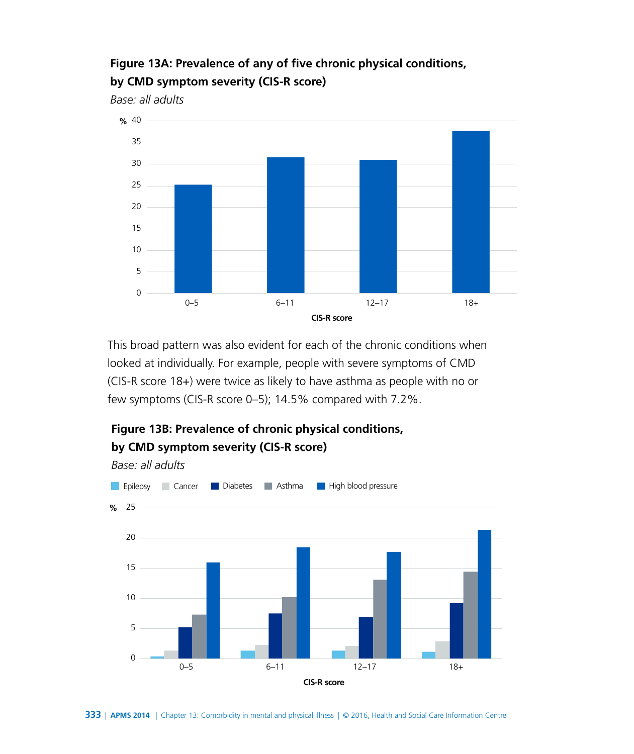**Figure 13A: Prevalence of any of five chronic physical conditions, by CMD symptom severity (CIS-R score)**

*Base: all adults*

This broad pattern was also evident for each of the chronic conditions when looked at individually. For example, people with severe symptoms of CMD (CIS-R score 18+) were twice as likely to have asthma as people with no or few symptoms (CIS-R score 0–5); 14.5% compared with 7.2%.

**Figure 13B: Prevalence of chronic physical conditions, by CMD symptom severity (CIS-R score)**

*Base: all adults*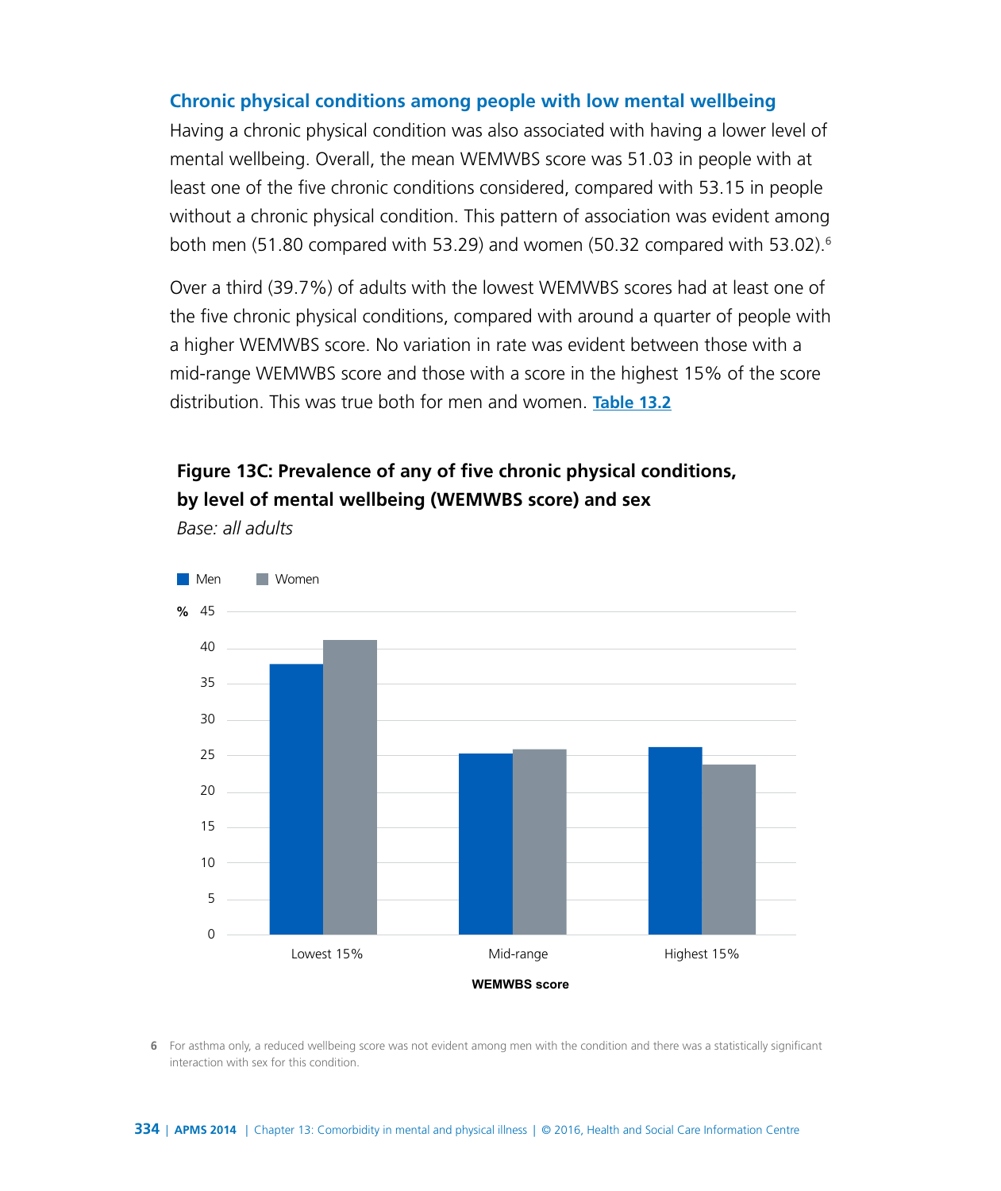### Chronic physical conditions among people with low mental wellbeing

Having a chronic physical condition was also associated with having a lower level of mental wellbeing. Overall, the mean WEMWBS score was 51.03 in people with at least one of the five chronic conditions considered, compared with 53.15 in people without a chronic physical condition. This pattern of association was evident among both men (51.80 compared with 53.29) and women (50.32 compared with 53.02).[6]

Over a third (39.7%) of adults with the lowest WEMWBS scores had at least one of the five chronic physical conditions, compared with around a quarter of people with a higher WEMWBS score. No variation in rate was evident between those with a mid-range WEMWBS score and those with a score in the highest 15% of the score distribution. This was true both for men and women. **Table 13.2**

**Figure 13C: Prevalence of any of five chronic physical conditions, by level of mental wellbeing (WEMWBS score) and sex**

*Base: all adults*

6 For asthma only, a reduced wellbeing score was not evident among men with the condition and there was a statistically significant interaction with sex for this condition.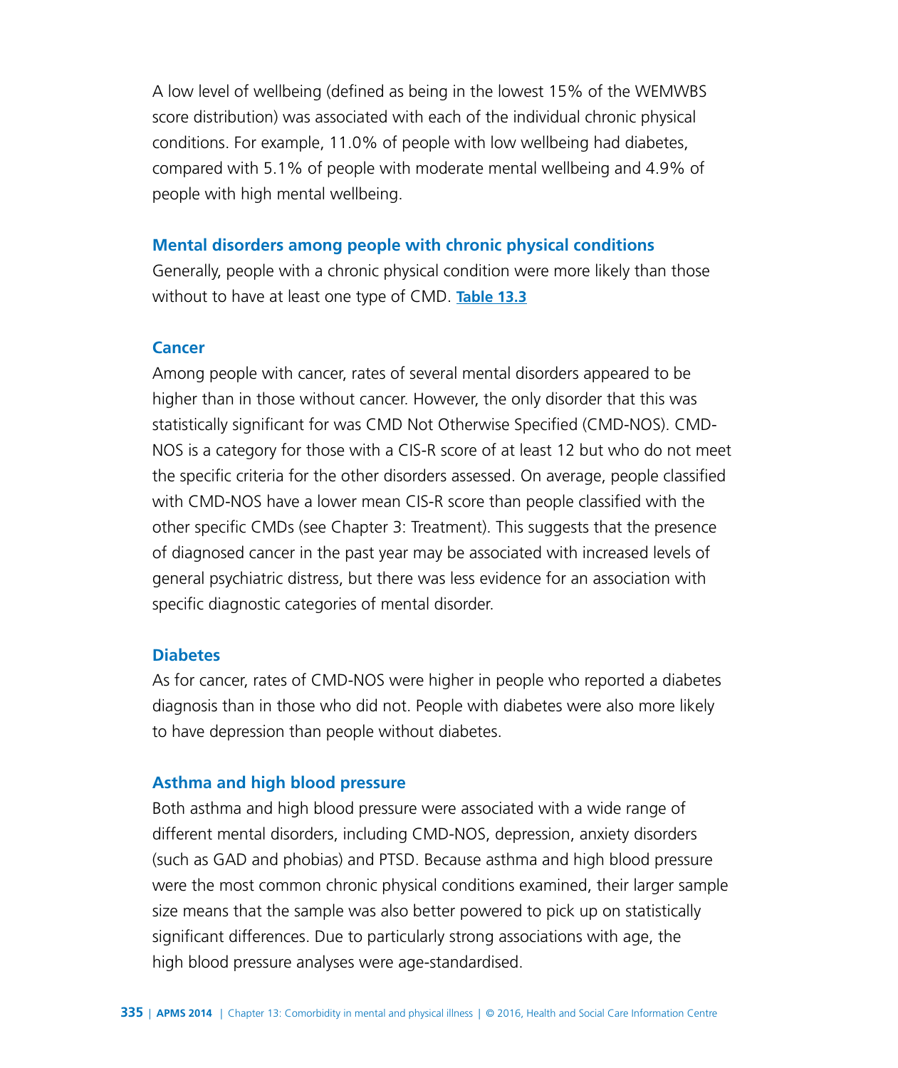A low level of wellbeing (defined as being in the lowest 15% of the WEMWBS score distribution) was associated with each of the individual chronic physical conditions. For example, 11.0% of people with low wellbeing had diabetes, compared with 5.1% of people with moderate mental wellbeing and 4.9% of people with high mental wellbeing.

### Mental disorders among people with chronic physical conditions

Generally, people with a chronic physical condition were more likely than those without to have at least one type of CMD. **Table 13.3**

### Cancer

Among people with cancer, rates of several mental disorders appeared to be higher than in those without cancer. However, the only disorder that this was statistically significant for was CMD Not Otherwise Specified (CMD-NOS). CMD-NOS is a category for those with a CIS-R score of at least 12 but who do not meet the specific criteria for the other disorders assessed. On average, people classified with CMD-NOS have a lower mean CIS-R score than people classified with the other specific CMDs (see Chapter 3: Treatment). This suggests that the presence of diagnosed cancer in the past year may be associated with increased levels of general psychiatric distress, but there was less evidence for an association with specific diagnostic categories of mental disorder.

### Diabetes

As for cancer, rates of CMD-NOS were higher in people who reported a diabetes diagnosis than in those who did not. People with diabetes were also more likely to have depression than people without diabetes.

### Asthma and high blood pressure

Both asthma and high blood pressure were associated with a wide range of different mental disorders, including CMD-NOS, depression, anxiety disorders (such as GAD and phobias) and PTSD. Because asthma and high blood pressure were the most common chronic physical conditions examined, their larger sample size means that the sample was also better powered to pick up on statistically significant differences. Due to particularly strong associations with age, the high blood pressure analyses were age-standardised.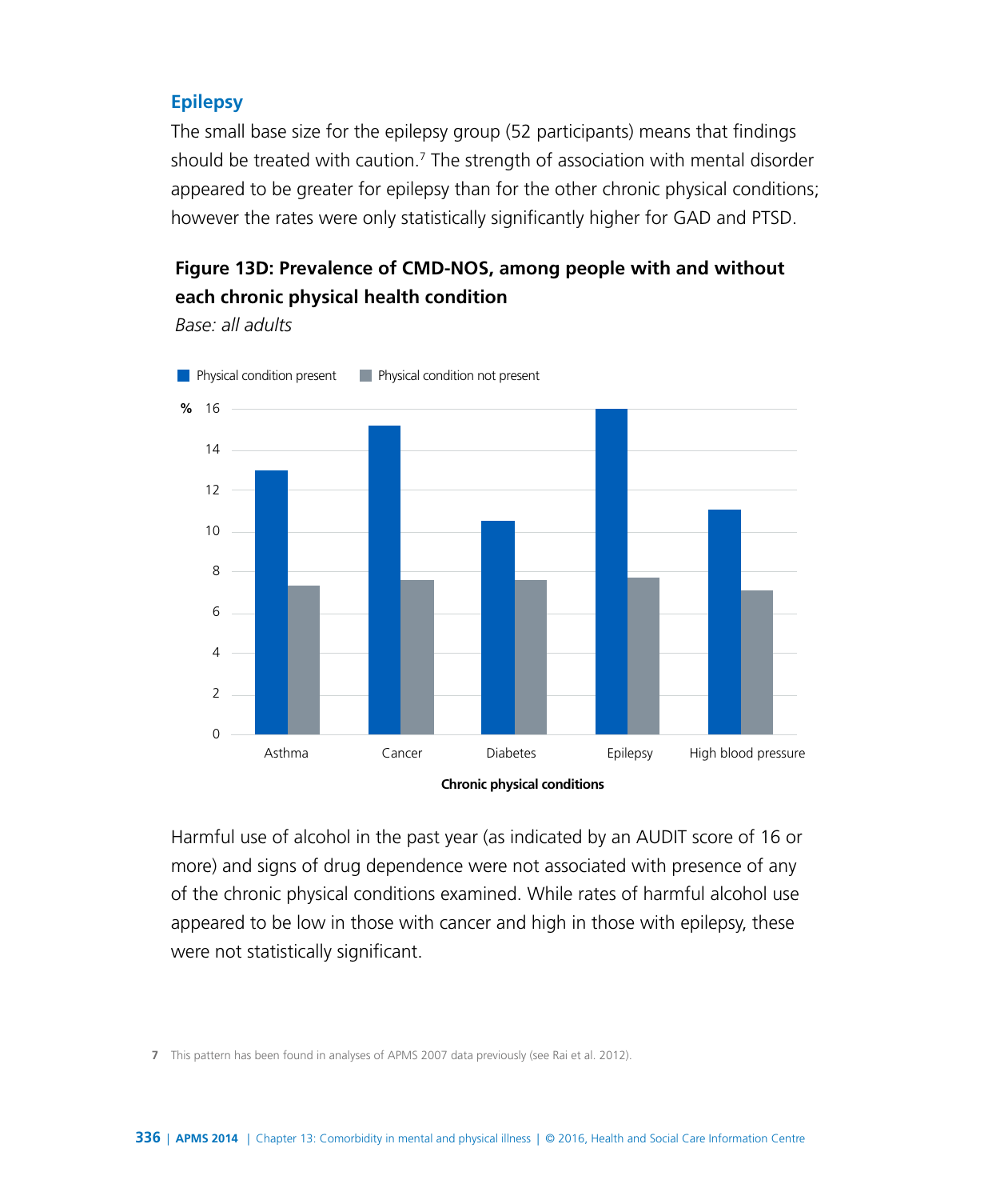### Epilepsy

The small base size for the epilepsy group (52 participants) means that findings should be treated with caution.[7] The strength of association with mental disorder appeared to be greater for epilepsy than for the other chronic physical conditions; however the rates were only statistically significantly higher for GAD and PTSD.

**Figure 13D: Prevalence of CMD-NOS, among people with and without each chronic physical health condition**

*Base: all adults*

Physical condition present | Physical condition not present

%

Chronic physical conditions: Asthma, Cancer, Diabetes, Epilepsy, High blood pressure

Harmful use of alcohol in the past year (as indicated by an AUDIT score of 16 or more) and signs of drug dependence were not associated with presence of any of the chronic physical conditions examined. While rates of harmful alcohol use appeared to be low in those with cancer and high in those with epilepsy, these were not statistically significant.

7 This pattern has been found in analyses of APMS 2007 data previously (see Rai et al. 2012).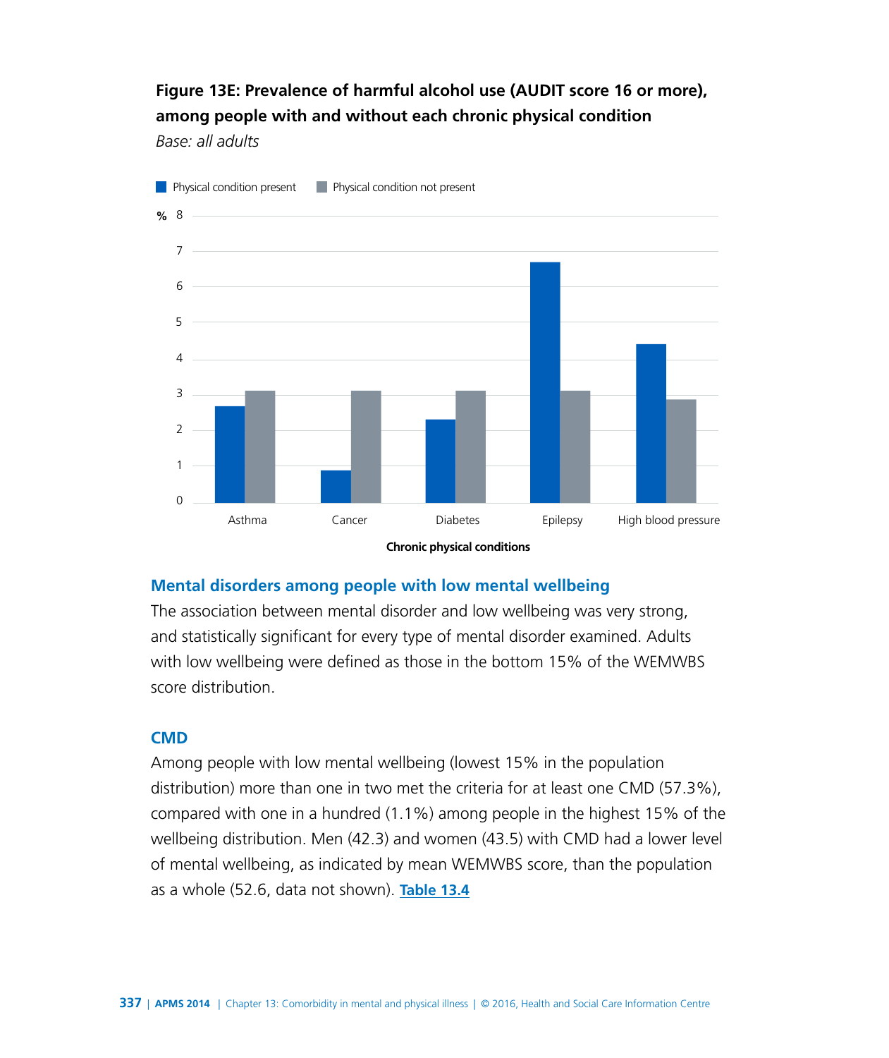**Figure 13E: Prevalence of harmful alcohol use (AUDIT score 16 or more), among people with and without each chronic physical condition**

*Base: all adults*

### Mental disorders among people with low mental wellbeing

The association between mental disorder and low wellbeing was very strong, and statistically significant for every type of mental disorder examined. Adults with low wellbeing were defined as those in the bottom 15% of the WEMWBS score distribution.

### CMD

Among people with low mental wellbeing (lowest 15% in the population distribution) more than one in two met the criteria for at least one CMD (57.3%), compared with one in a hundred (1.1%) among people in the highest 15% of the wellbeing distribution. Men (42.3) and women (43.5) with CMD had a lower level of mental wellbeing, as indicated by mean WEMWBS score, than the population as a whole (52.6, data not shown). **Table 13.4**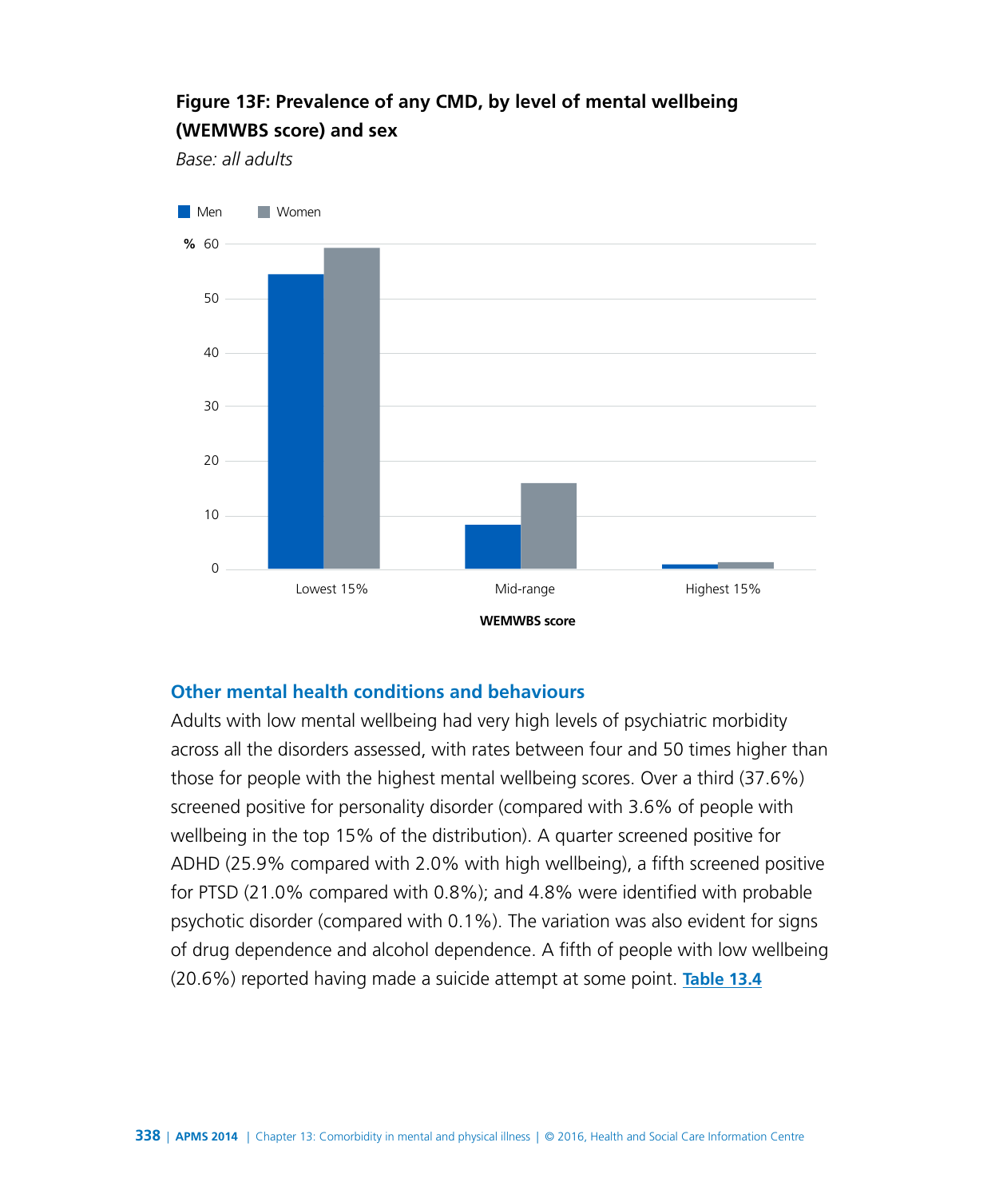**Figure 13F: Prevalence of any CMD, by level of mental wellbeing (WEMWBS score) and sex**

*Base: all adults*

## Other mental health conditions and behaviours

Adults with low mental wellbeing had very high levels of psychiatric morbidity across all the disorders assessed, with rates between four and 50 times higher than those for people with the highest mental wellbeing scores. Over a third (37.6%) screened positive for personality disorder (compared with 3.6% of people with wellbeing in the top 15% of the distribution). A quarter screened positive for ADHD (25.9% compared with 2.0% with high wellbeing), a fifth screened positive for PTSD (21.0% compared with 0.8%); and 4.8% were identified with probable psychotic disorder (compared with 0.1%). The variation was also evident for signs of drug dependence and alcohol dependence. A fifth of people with low wellbeing (20.6%) reported having made a suicide attempt at some point. **Table 13.4**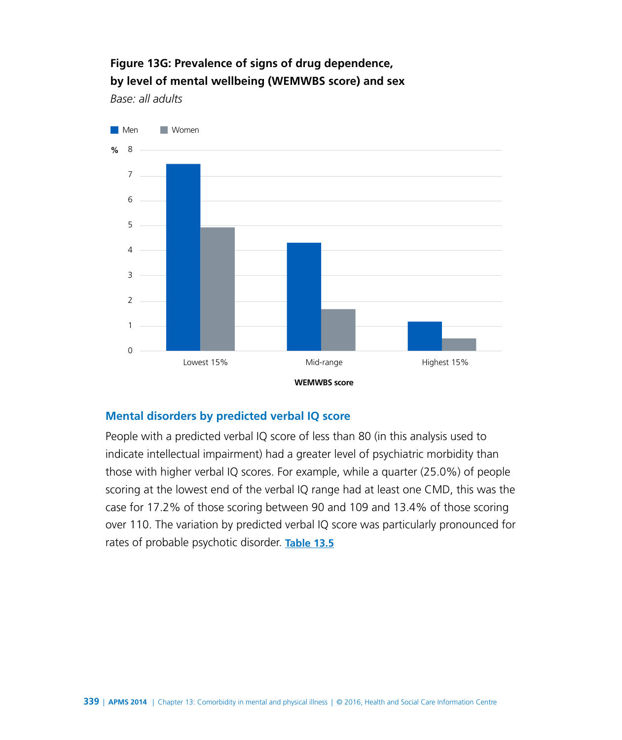**Figure 13G: Prevalence of signs of drug dependence, by level of mental wellbeing (WEMWBS score) and sex**

*Base: all adults*

## Mental disorders by predicted verbal IQ score

People with a predicted verbal IQ score of less than 80 (in this analysis used to indicate intellectual impairment) had a greater level of psychiatric morbidity than those with higher verbal IQ scores. For example, while a quarter (25.0%) of people scoring at the lowest end of the verbal IQ range had at least one CMD, this was the case for 17.2% of those scoring between 90 and 109 and 13.4% of those scoring over 110. The variation by predicted verbal IQ score was particularly pronounced for rates of probable psychotic disorder. **Table 13.5**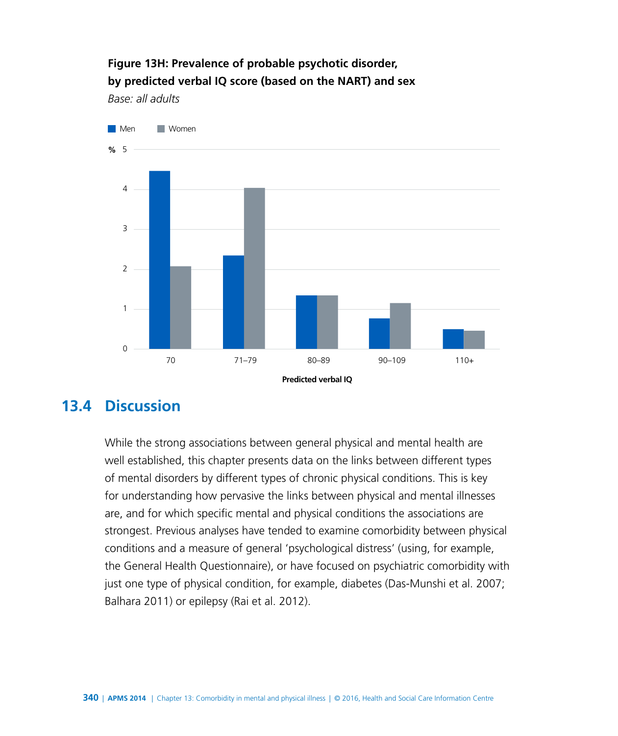**Figure 13H: Prevalence of probable psychotic disorder, by predicted verbal IQ score (based on the NART) and sex**

*Base: all adults*

## 13.4 Discussion

While the strong associations between general physical and mental health are well established, this chapter presents data on the links between different types of mental disorders by different types of chronic physical conditions. This is key for understanding how pervasive the links between physical and mental illnesses are, and for which specific mental and physical conditions the associations are strongest. Previous analyses have tended to examine comorbidity between physical conditions and a measure of general 'psychological distress' (using, for example, the General Health Questionnaire), or have focused on psychiatric comorbidity with just one type of physical condition, for example, diabetes (Das-Munshi et al. 2007; Balhara 2011) or epilepsy (Rai et al. 2012).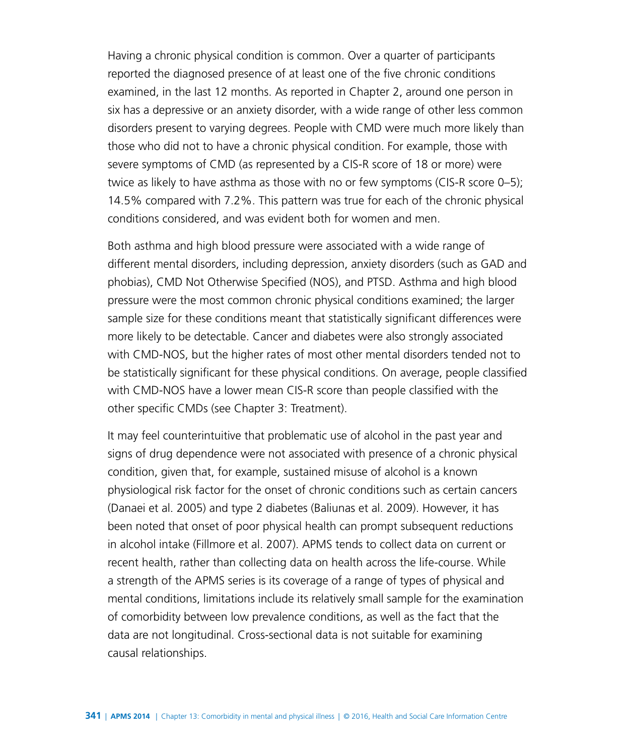Having a chronic physical condition is common. Over a quarter of participants reported the diagnosed presence of at least one of the five chronic conditions examined, in the last 12 months. As reported in Chapter 2, around one person in six has a depressive or an anxiety disorder, with a wide range of other less common disorders present to varying degrees. People with CMD were much more likely than those who did not to have a chronic physical condition. For example, those with severe symptoms of CMD (as represented by a CIS-R score of 18 or more) were twice as likely to have asthma as those with no or few symptoms (CIS-R score 0–5); 14.5% compared with 7.2%. This pattern was true for each of the chronic physical conditions considered, and was evident both for women and men.

Both asthma and high blood pressure were associated with a wide range of different mental disorders, including depression, anxiety disorders (such as GAD and phobias), CMD Not Otherwise Specified (NOS), and PTSD. Asthma and high blood pressure were the most common chronic physical conditions examined; the larger sample size for these conditions meant that statistically significant differences were more likely to be detectable. Cancer and diabetes were also strongly associated with CMD-NOS, but the higher rates of most other mental disorders tended not to be statistically significant for these physical conditions. On average, people classified with CMD-NOS have a lower mean CIS-R score than people classified with the other specific CMDs (see Chapter 3: Treatment).

It may feel counterintuitive that problematic use of alcohol in the past year and signs of drug dependence were not associated with presence of a chronic physical condition, given that, for example, sustained misuse of alcohol is a known physiological risk factor for the onset of chronic conditions such as certain cancers (Danaei et al. 2005) and type 2 diabetes (Baliunas et al. 2009). However, it has been noted that onset of poor physical health can prompt subsequent reductions in alcohol intake (Fillmore et al. 2007). APMS tends to collect data on current or recent health, rather than collecting data on health across the life-course. While a strength of the APMS series is its coverage of a range of types of physical and mental conditions, limitations include its relatively small sample for the examination of comorbidity between low prevalence conditions, as well as the fact that the data are not longitudinal. Cross-sectional data is not suitable for examining causal relationships.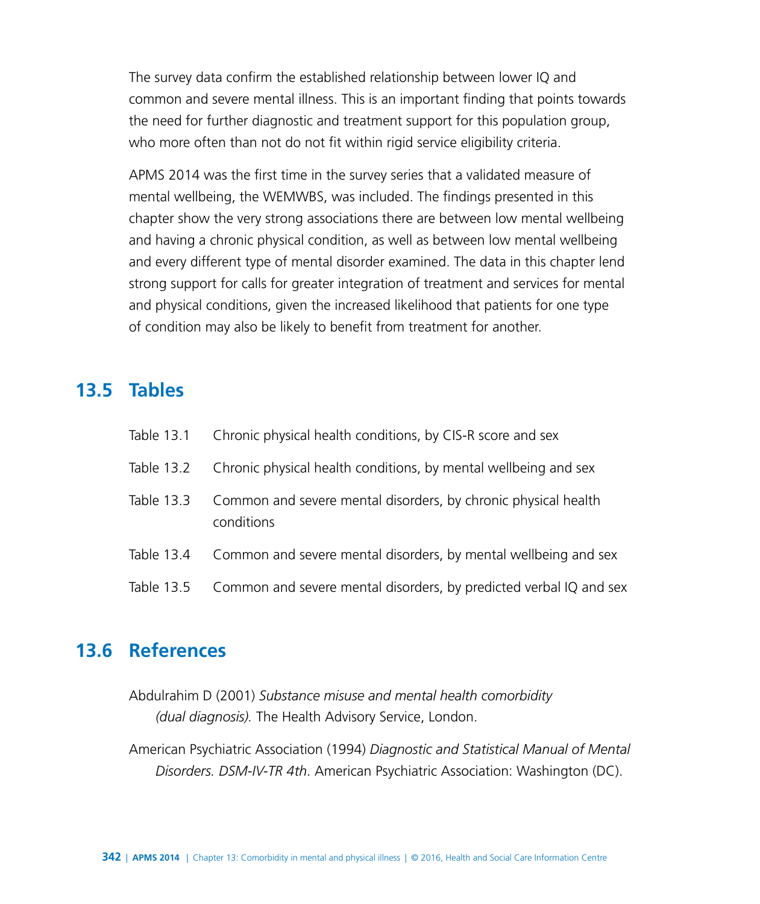The survey data confirm the established relationship between lower IQ and common and severe mental illness. This is an important finding that points towards the need for further diagnostic and treatment support for this population group, who more often than not do not fit within rigid service eligibility criteria.

APMS 2014 was the first time in the survey series that a validated measure of mental wellbeing, the WEMWBS, was included. The findings presented in this chapter show the very strong associations there are between low mental wellbeing and having a chronic physical condition, as well as between low mental wellbeing and every different type of mental disorder examined. The data in this chapter lend strong support for calls for greater integration of treatment and services for mental and physical conditions, given the increased likelihood that patients for one type of condition may also be likely to benefit from treatment for another.

## 13.5 Tables

Table 13.1 Chronic physical health conditions, by CIS-R score and sex

Table 13.2 Chronic physical health conditions, by mental wellbeing and sex

Table 13.3 Common and severe mental disorders, by chronic physical health conditions

Table 13.4 Common and severe mental disorders, by mental wellbeing and sex

Table 13.5 Common and severe mental disorders, by predicted verbal IQ and sex

## 13.6 References

Abdulrahim D (2001) *Substance misuse and mental health comorbidity (dual diagnosis).* The Health Advisory Service, London.

American Psychiatric Association (1994) *Diagnostic and Statistical Manual of Mental Disorders. DSM-IV-TR 4th*. American Psychiatric Association: Washington (DC).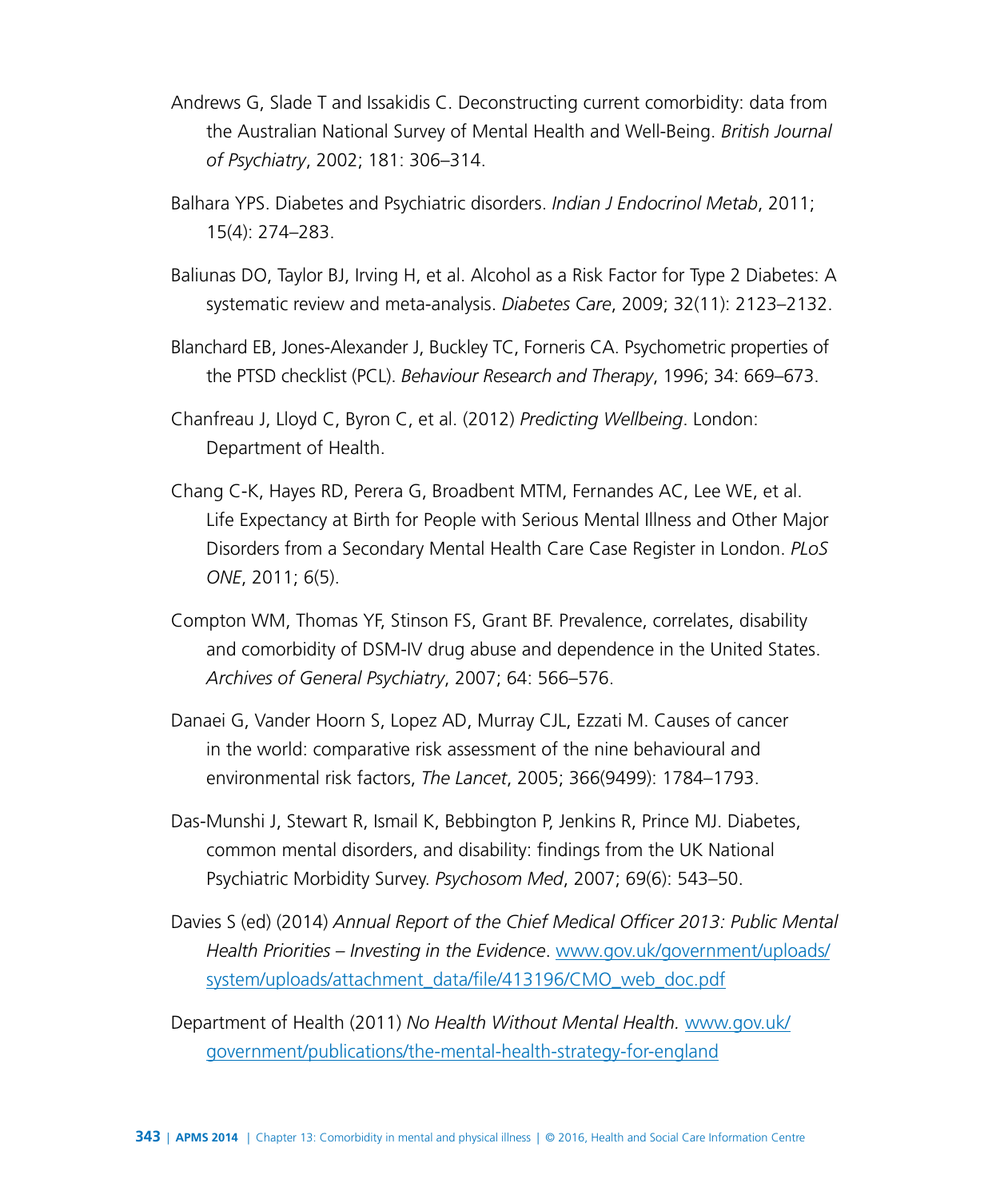Andrews G, Slade T and Issakidis C. Deconstructing current comorbidity: data from the Australian National Survey of Mental Health and Well-Being. *British Journal of Psychiatry*, 2002; 181: 306–314.

Balhara YPS. Diabetes and Psychiatric disorders. *Indian J Endocrinol Metab*, 2011; 15(4): 274–283.

Baliunas DO, Taylor BJ, Irving H, et al. Alcohol as a Risk Factor for Type 2 Diabetes: A systematic review and meta-analysis. *Diabetes Care*, 2009; 32(11): 2123–2132.

Blanchard EB, Jones-Alexander J, Buckley TC, Forneris CA. Psychometric properties of the PTSD checklist (PCL). *Behaviour Research and Therapy*, 1996; 34: 669–673.

Chanfreau J, Lloyd C, Byron C, et al. (2012) *Predicting Wellbeing*. London: Department of Health.

Chang C-K, Hayes RD, Perera G, Broadbent MTM, Fernandes AC, Lee WE, et al. Life Expectancy at Birth for People with Serious Mental Illness and Other Major Disorders from a Secondary Mental Health Care Case Register in London. *PLoS ONE*, 2011; 6(5).

Compton WM, Thomas YF, Stinson FS, Grant BF. Prevalence, correlates, disability and comorbidity of DSM-IV drug abuse and dependence in the United States. *Archives of General Psychiatry*, 2007; 64: 566–576.

Danaei G, Vander Hoorn S, Lopez AD, Murray CJL, Ezzati M. Causes of cancer in the world: comparative risk assessment of the nine behavioural and environmental risk factors, *The Lancet*, 2005; 366(9499): 1784–1793.

Das-Munshi J, Stewart R, Ismail K, Bebbington P, Jenkins R, Prince MJ. Diabetes, common mental disorders, and disability: findings from the UK National Psychiatric Morbidity Survey. *Psychosom Med*, 2007; 69(6): 543–50.

Davies S (ed) (2014) *Annual Report of the Chief Medical Officer 2013: Public Mental Health Priorities – Investing in the Evidence*. [www.gov.uk/government/uploads/system/uploads/attachment_data/file/413196/CMO_web_doc.pdf](www.gov.uk/government/uploads/system/uploads/attachment_data/file/413196/CMO_web_doc.pdf)

Department of Health (2011) *No Health Without Mental Health.* [www.gov.uk/government/publications/the-mental-health-strategy-for-england](www.gov.uk/government/publications/the-mental-health-strategy-for-england)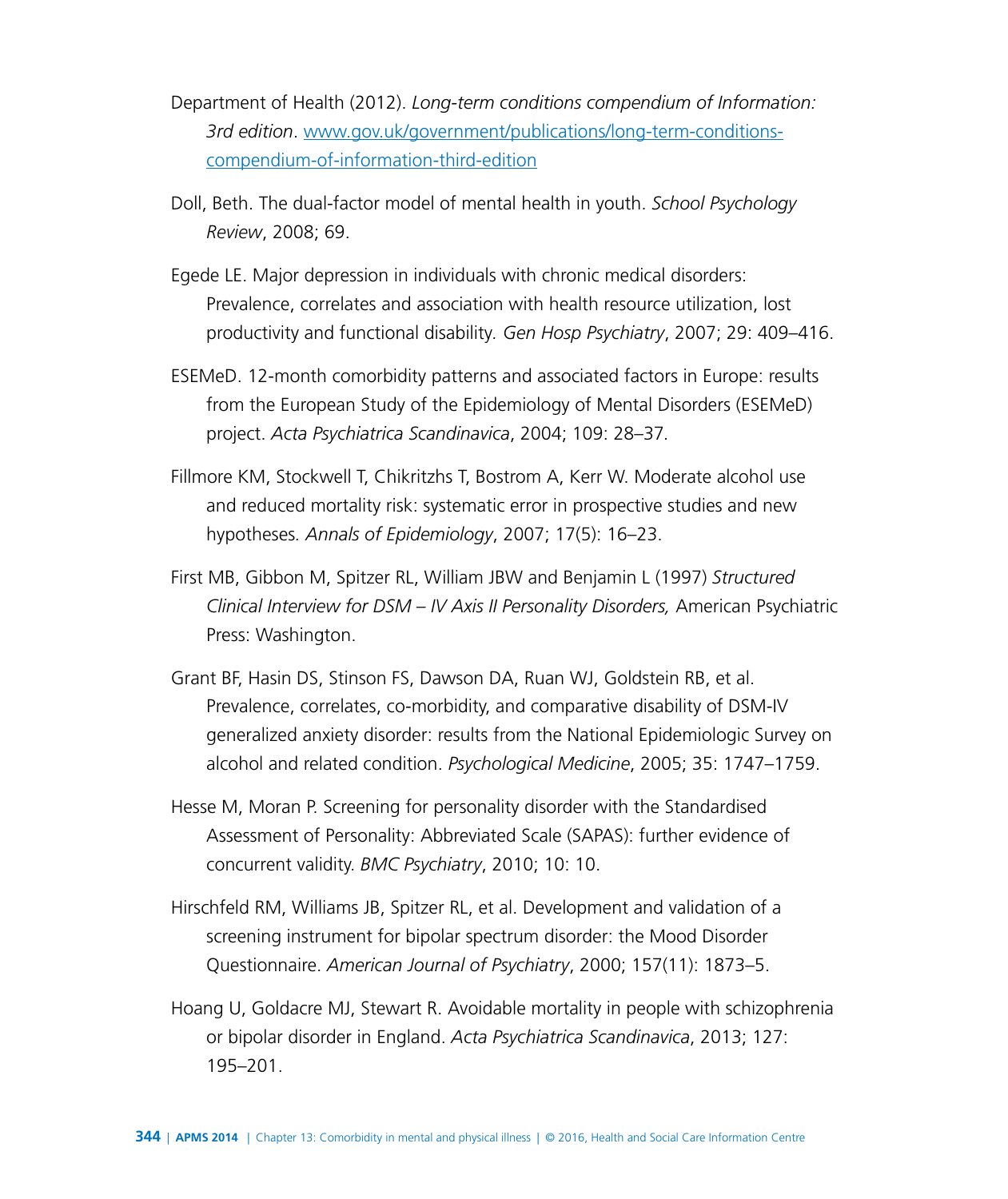Department of Health (2012). *Long-term conditions compendium of Information: 3rd edition*. [www.gov.uk/government/publications/long-term-conditions-compendium-of-information-third-edition](www.gov.uk/government/publications/long-term-conditions-compendium-of-information-third-edition)

Doll, Beth. The dual-factor model of mental health in youth. *School Psychology Review*, 2008; 69.

Egede LE. Major depression in individuals with chronic medical disorders: Prevalence, correlates and association with health resource utilization, lost productivity and functional disability. *Gen Hosp Psychiatry*, 2007; 29: 409–416.

ESEMeD. 12-month comorbidity patterns and associated factors in Europe: results from the European Study of the Epidemiology of Mental Disorders (ESEMeD) project. *Acta Psychiatrica Scandinavica*, 2004; 109: 28–37.

Fillmore KM, Stockwell T, Chikritzhs T, Bostrom A, Kerr W. Moderate alcohol use and reduced mortality risk: systematic error in prospective studies and new hypotheses. *Annals of Epidemiology*, 2007; 17(5): 16–23.

First MB, Gibbon M, Spitzer RL, William JBW and Benjamin L (1997) *Structured Clinical Interview for DSM – IV Axis II Personality Disorders,* American Psychiatric Press: Washington.

Grant BF, Hasin DS, Stinson FS, Dawson DA, Ruan WJ, Goldstein RB, et al. Prevalence, correlates, co-morbidity, and comparative disability of DSM-IV generalized anxiety disorder: results from the National Epidemiologic Survey on alcohol and related condition. *Psychological Medicine*, 2005; 35: 1747–1759.

Hesse M, Moran P. Screening for personality disorder with the Standardised Assessment of Personality: Abbreviated Scale (SAPAS): further evidence of concurrent validity. *BMC Psychiatry*, 2010; 10: 10.

Hirschfeld RM, Williams JB, Spitzer RL, et al. Development and validation of a screening instrument for bipolar spectrum disorder: the Mood Disorder Questionnaire. *American Journal of Psychiatry*, 2000; 157(11): 1873–5.

Hoang U, Goldacre MJ, Stewart R. Avoidable mortality in people with schizophrenia or bipolar disorder in England. *Acta Psychiatrica Scandinavica*, 2013; 127: 195–201.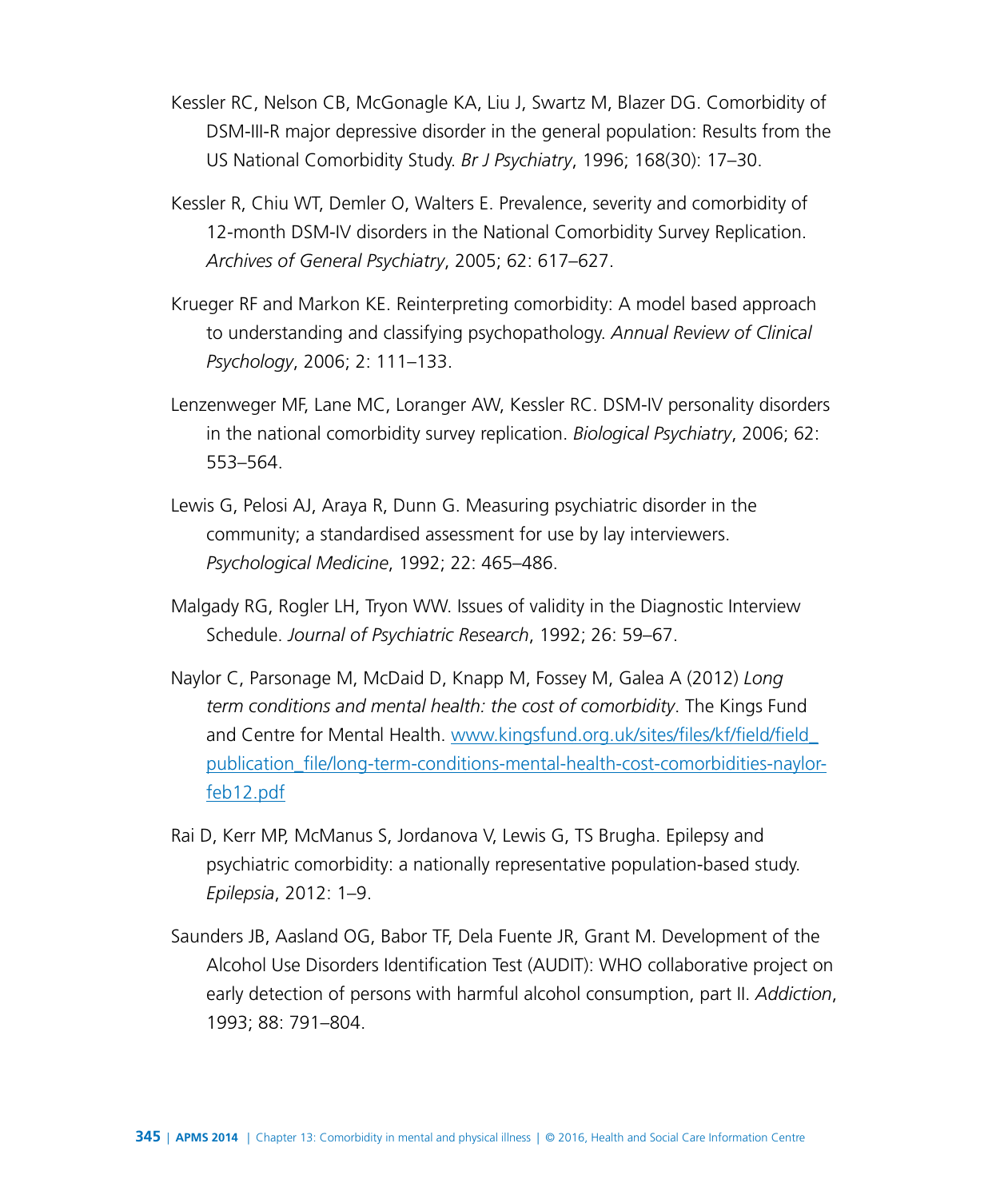Kessler RC, Nelson CB, McGonagle KA, Liu J, Swartz M, Blazer DG. Comorbidity of DSM-III-R major depressive disorder in the general population: Results from the US National Comorbidity Study. *Br J Psychiatry*, 1996; 168(30): 17–30.

Kessler R, Chiu WT, Demler O, Walters E. Prevalence, severity and comorbidity of 12-month DSM-IV disorders in the National Comorbidity Survey Replication. *Archives of General Psychiatry*, 2005; 62: 617–627.

Krueger RF and Markon KE. Reinterpreting comorbidity: A model based approach to understanding and classifying psychopathology. *Annual Review of Clinical Psychology*, 2006; 2: 111–133.

Lenzenweger MF, Lane MC, Loranger AW, Kessler RC. DSM-IV personality disorders in the national comorbidity survey replication. *Biological Psychiatry*, 2006; 62: 553–564.

Lewis G, Pelosi AJ, Araya R, Dunn G. Measuring psychiatric disorder in the community; a standardised assessment for use by lay interviewers. *Psychological Medicine*, 1992; 22: 465–486.

Malgady RG, Rogler LH, Tryon WW. Issues of validity in the Diagnostic Interview Schedule. *Journal of Psychiatric Research*, 1992; 26: 59–67.

Naylor C, Parsonage M, McDaid D, Knapp M, Fossey M, Galea A (2012) *Long term conditions and mental health: the cost of comorbidity*. The Kings Fund and Centre for Mental Health. [www.kingsfund.org.uk/sites/files/kf/field/field_publication_file/long-term-conditions-mental-health-cost-comorbidities-naylor-feb12.pdf](www.kingsfund.org.uk/sites/files/kf/field/field_publication_file/long-term-conditions-mental-health-cost-comorbidities-naylor-feb12.pdf)

Rai D, Kerr MP, McManus S, Jordanova V, Lewis G, TS Brugha. Epilepsy and psychiatric comorbidity: a nationally representative population-based study. *Epilepsia*, 2012: 1–9.

Saunders JB, Aasland OG, Babor TF, Dela Fuente JR, Grant M. Development of the Alcohol Use Disorders Identification Test (AUDIT): WHO collaborative project on early detection of persons with harmful alcohol consumption, part II. *Addiction*, 1993; 88: 791–804.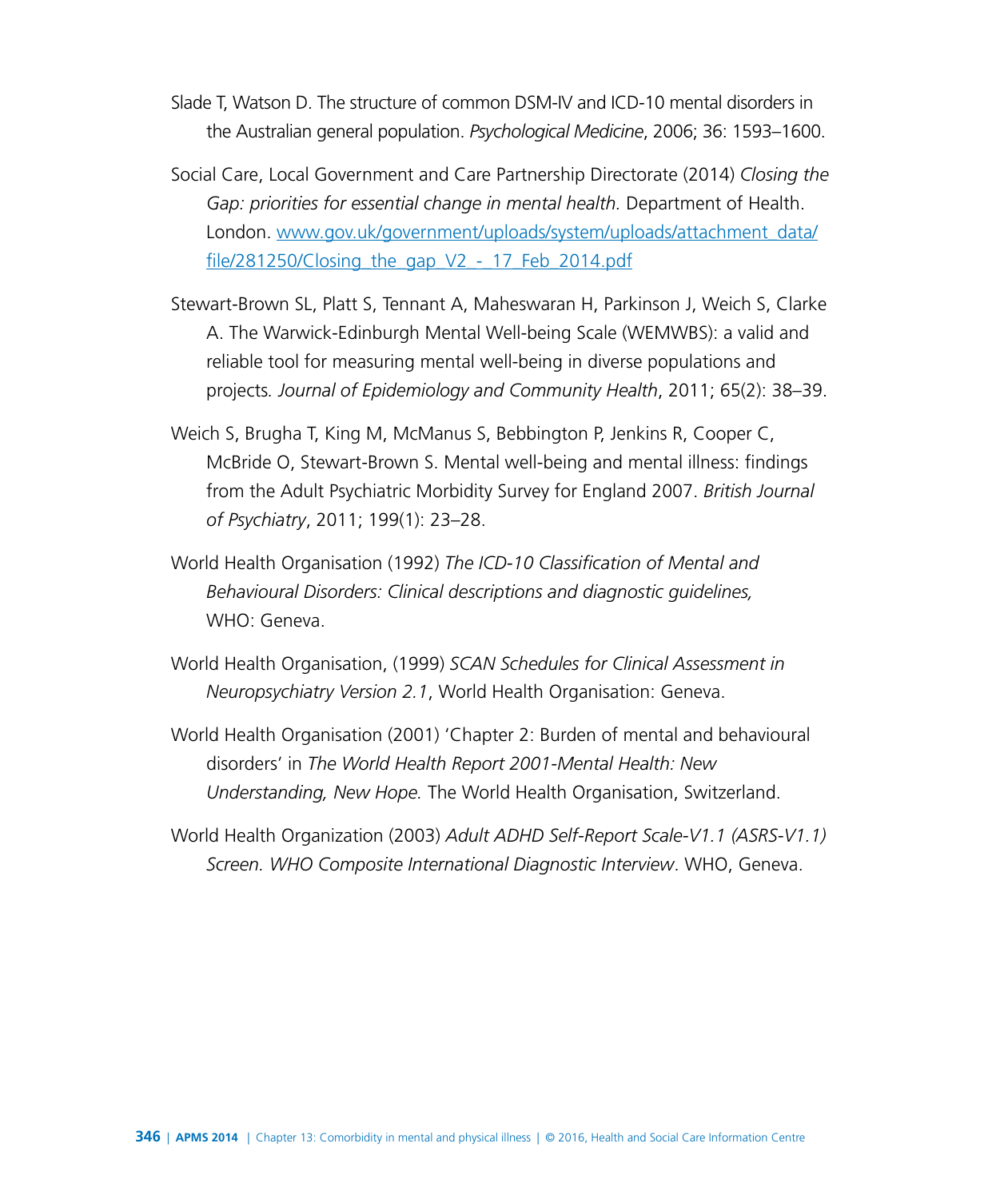Slade T, Watson D. The structure of common DSM-IV and ICD-10 mental disorders in the Australian general population. *Psychological Medicine*, 2006; 36: 1593–1600.

Social Care, Local Government and Care Partnership Directorate (2014) *Closing the Gap: priorities for essential change in mental health.* Department of Health. London. [www.gov.uk/government/uploads/system/uploads/attachment_data/file/281250/Closing_the_gap_V2_-_17_Feb_2014.pdf](www.gov.uk/government/uploads/system/uploads/attachment_data/file/281250/Closing_the_gap_V2_-_17_Feb_2014.pdf)

Stewart-Brown SL, Platt S, Tennant A, Maheswaran H, Parkinson J, Weich S, Clarke A. The Warwick-Edinburgh Mental Well-being Scale (WEMWBS): a valid and reliable tool for measuring mental well-being in diverse populations and projects*. Journal of Epidemiology and Community Health*, 2011; 65(2): 38–39.

Weich S, Brugha T, King M, McManus S, Bebbington P, Jenkins R, Cooper C, McBride O, Stewart-Brown S. Mental well-being and mental illness: findings from the Adult Psychiatric Morbidity Survey for England 2007. *British Journal of Psychiatry*, 2011; 199(1): 23–28.

World Health Organisation (1992) *The ICD-10 Classification of Mental and Behavioural Disorders: Clinical descriptions and diagnostic guidelines,* WHO: Geneva.

World Health Organisation, (1999) *SCAN Schedules for Clinical Assessment in Neuropsychiatry Version 2.1*, World Health Organisation: Geneva.

World Health Organisation (2001) 'Chapter 2: Burden of mental and behavioural disorders' in *The World Health Report 2001-Mental Health: New Understanding, New Hope.* The World Health Organisation, Switzerland.

World Health Organization (2003) *Adult ADHD Self-Report Scale-V1.1 (ASRS-V1.1) Screen. WHO Composite International Diagnostic Interview*. WHO, Geneva.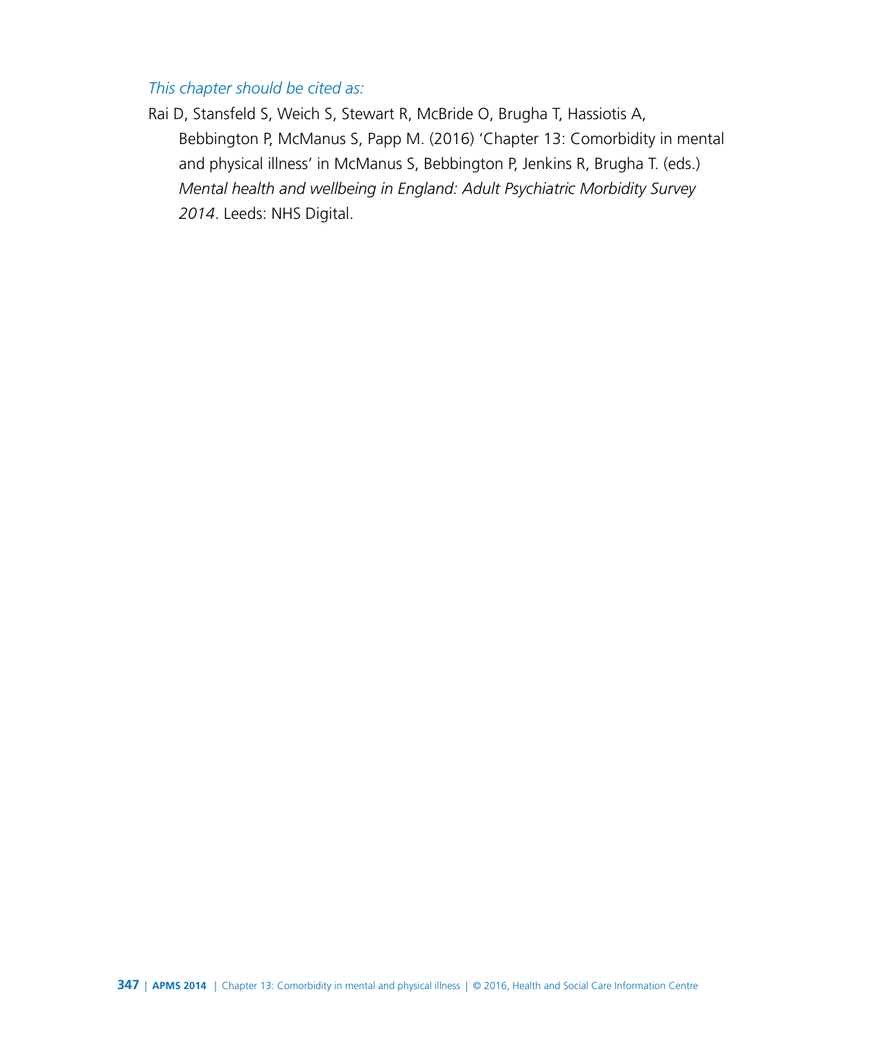*This chapter should be cited as:*

Rai D, Stansfeld S, Weich S, Stewart R, McBride O, Brugha T, Hassiotis A, Bebbington P, McManus S, Papp M. (2016) 'Chapter 13: Comorbidity in mental and physical illness' in McManus S, Bebbington P, Jenkins R, Brugha T. (eds.) *Mental health and wellbeing in England: Adult Psychiatric Morbidity Survey 2014*. Leeds: NHS Digital.